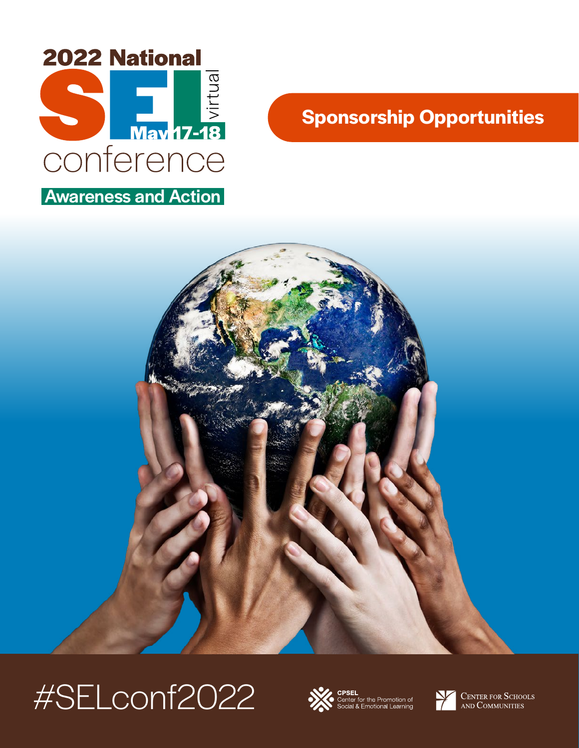# 2022 National SEL virtual conference

May 17-18

**Awareness and Action**

## Sponsorship Opportunities

#SELconf2022

CPSEL
Center for the Promotion of Social & Emotional Learning

Center for Schools and Communities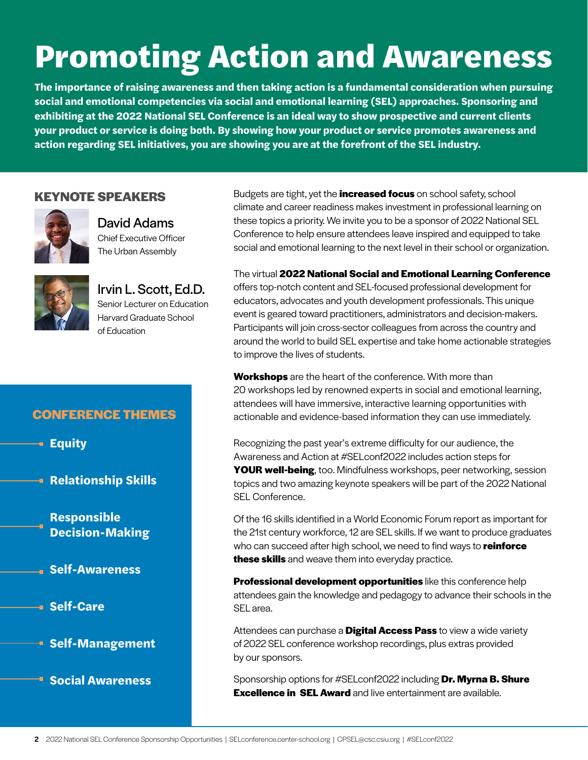# Promoting Action and Awareness

**The importance of raising awareness and then taking action is a fundamental consideration when pursuing social and emotional competencies via social and emotional learning (SEL) approaches. Sponsoring and exhibiting at the 2022 National SEL Conference is an ideal way to show prospective and current clients your product or service is doing both. By showing how your product or service promotes awareness and action regarding SEL initiatives, you are showing you are at the forefront of the SEL industry.**

## KEYNOTE SPEAKERS

**David Adams**
Chief Executive Officer
The Urban Assembly

**Irvin L. Scott, Ed.D.**
Senior Lecturer on Education
Harvard Graduate School of Education

## CONFERENCE THEMES

- Equity
- Relationship Skills
- Responsible Decision-Making
- Self-Awareness
- Self-Care
- Self-Management
- Social Awareness

Budgets are tight, yet the **increased focus** on school safety, school climate and career readiness makes investment in professional learning on these topics a priority. We invite you to be a sponsor of 2022 National SEL Conference to help ensure attendees leave inspired and equipped to take social and emotional learning to the next level in their school or organization.

The virtual **2022 National Social and Emotional Learning Conference** offers top-notch content and SEL-focused professional development for educators, advocates and youth development professionals. This unique event is geared toward practitioners, administrators and decision-makers. Participants will join cross-sector colleagues from across the country and around the world to build SEL expertise and take home actionable strategies to improve the lives of students.

**Workshops** are the heart of the conference. With more than 20 workshops led by renowned experts in social and emotional learning, attendees will have immersive, interactive learning opportunities with actionable and evidence-based information they can use immediately.

Recognizing the past year's extreme difficulty for our audience, the Awareness and Action at #SELconf2022 includes action steps for **YOUR well-being**, too. Mindfulness workshops, peer networking, session topics and two amazing keynote speakers will be part of the 2022 National SEL Conference.

Of the 16 skills identified in a World Economic Forum report as important for the 21st century workforce, 12 are SEL skills. If we want to produce graduates who can succeed after high school, we need to find ways to **reinforce these skills** and weave them into everyday practice.

**Professional development opportunities** like this conference help attendees gain the knowledge and pedagogy to advance their schools in the SEL area.

Attendees can purchase a **Digital Access Pass** to view a wide variety of 2022 SEL conference workshop recordings, plus extras provided by our sponsors.

Sponsorship options for #SELconf2022 including **Dr. Myrna B. Shure Excellence in SEL Award** and live entertainment are available.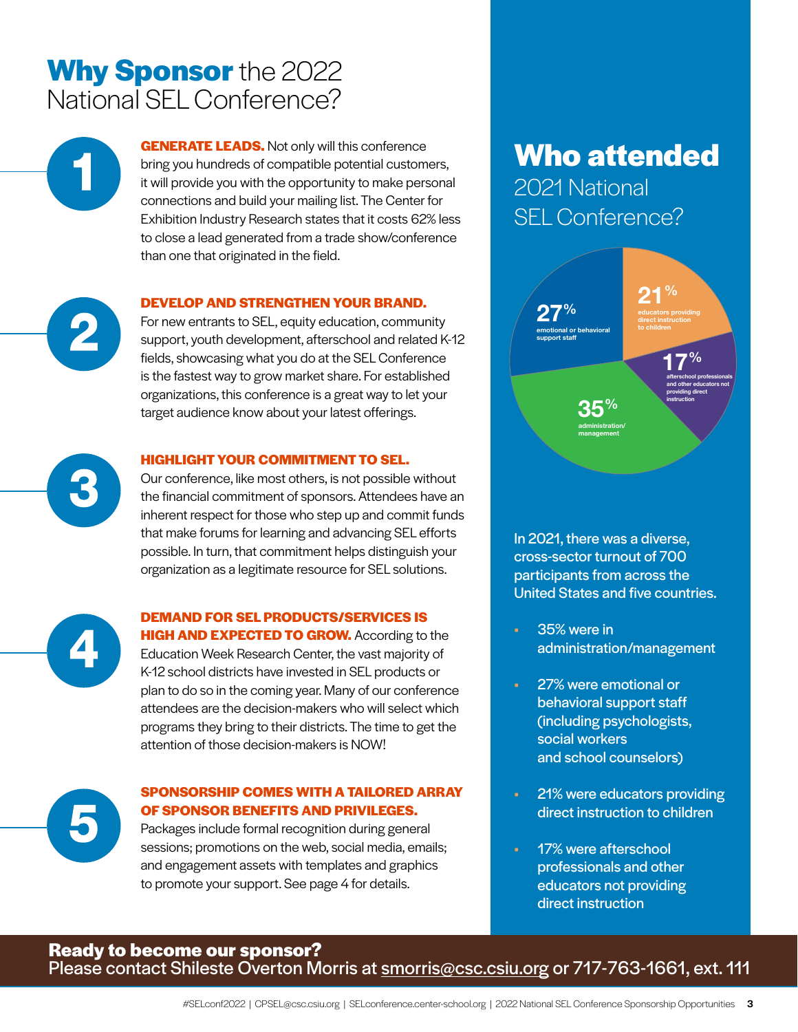# **Why Sponsor** the 2022 National SEL Conference?

**1**

**GENERATE LEADS.** Not only will this conference bring you hundreds of compatible potential customers, it will provide you with the opportunity to make personal connections and build your mailing list. The Center for Exhibition Industry Research states that it costs 62% less to close a lead generated from a trade show/conference than one that originated in the field.

**2**

**DEVELOP AND STRENGTHEN YOUR BRAND.** For new entrants to SEL, equity education, community support, youth development, afterschool and related K-12 fields, showcasing what you do at the SEL Conference is the fastest way to grow market share. For established organizations, this conference is a great way to let your target audience know about your latest offerings.

**3**

**HIGHLIGHT YOUR COMMITMENT TO SEL.** Our conference, like most others, is not possible without the financial commitment of sponsors. Attendees have an inherent respect for those who step up and commit funds that make forums for learning and advancing SEL efforts possible. In turn, that commitment helps distinguish your organization as a legitimate resource for SEL solutions.

**4**

**DEMAND FOR SEL PRODUCTS/SERVICES IS HIGH AND EXPECTED TO GROW.** According to the Education Week Research Center, the vast majority of K-12 school districts have invested in SEL products or plan to do so in the coming year. Many of our conference attendees are the decision-makers who will select which programs they bring to their districts. The time to get the attention of those decision-makers is NOW!

**5**

**SPONSORSHIP COMES WITH A TAILORED ARRAY OF SPONSOR BENEFITS AND PRIVILEGES.** Packages include formal recognition during general sessions; promotions on the web, social media, emails; and engagement assets with templates and graphics to promote your support. See page 4 for details.

## **Who attended** 2021 National SEL Conference?

- 27% emotional or behavioral support staff
- 21% educators providing direct instruction to children
- 17% afterschool professionals and other educators not providing direct instruction
- 35% administration/management

In 2021, there was a diverse, cross-sector turnout of 700 participants from across the United States and five countries.

- 35% were in administration/management
- 27% were emotional or behavioral support staff (including psychologists, social workers and school counselors)
- 21% were educators providing direct instruction to children
- 17% were afterschool professionals and other educators not providing direct instruction

**Ready to become our sponsor?**
Please contact Shileste Overton Morris at smorris@csc.csiu.org or 717-763-1661, ext. 111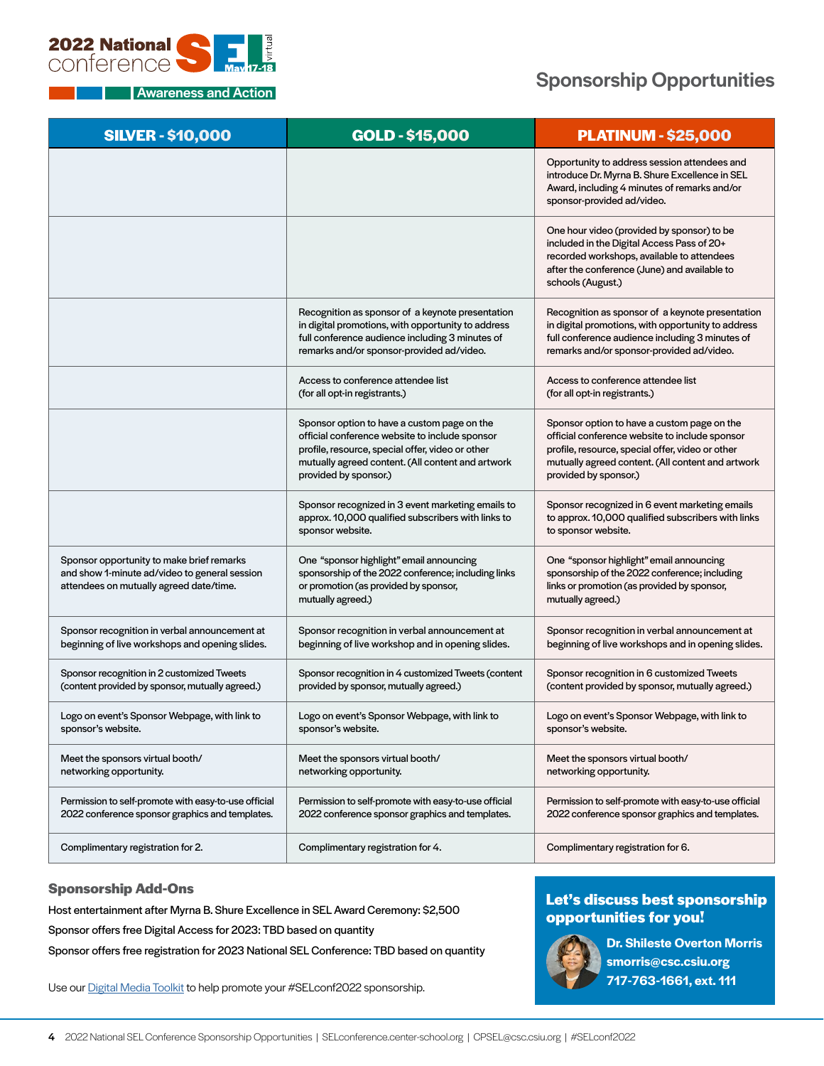2022 National conference SEL virtual May 17-18

Awareness and Action

## Sponsorship Opportunities

| SILVER - $10,000 | GOLD - $15,000 | PLATINUM - $25,000 |
|---|---|---|
| | | Opportunity to address session attendees and introduce Dr. Myrna B. Shure Excellence in SEL Award, including 4 minutes of remarks and/or sponsor-provided ad/video. |
| | | One hour video (provided by sponsor) to be included in the Digital Access Pass of 20+ recorded workshops, available to attendees after the conference (June) and available to schools (August.) |
| | Recognition as sponsor of a keynote presentation in digital promotions, with opportunity to address full conference audience including 3 minutes of remarks and/or sponsor-provided ad/video. | Recognition as sponsor of a keynote presentation in digital promotions, with opportunity to address full conference audience including 3 minutes of remarks and/or sponsor-provided ad/video. |
| | Access to conference attendee list (for all opt-in registrants.) | Access to conference attendee list (for all opt-in registrants.) |
| | Sponsor option to have a custom page on the official conference website to include sponsor profile, resource, special offer, video or other mutually agreed content. (All content and artwork provided by sponsor.) | Sponsor option to have a custom page on the official conference website to include sponsor profile, resource, special offer, video or other mutually agreed content. (All content and artwork provided by sponsor.) |
| | Sponsor recognized in 3 event marketing emails to approx. 10,000 qualified subscribers with links to sponsor website. | Sponsor recognized in 6 event marketing emails to approx. 10,000 qualified subscribers with links to sponsor website. |
| Sponsor opportunity to make brief remarks and show 1-minute ad/video to general session attendees on mutually agreed date/time. | One "sponsor highlight" email announcing sponsorship of the 2022 conference; including links or promotion (as provided by sponsor, mutually agreed.) | One "sponsor highlight" email announcing sponsorship of the 2022 conference; including links or promotion (as provided by sponsor, mutually agreed.) |
| Sponsor recognition in verbal announcement at beginning of live workshops and opening slides. | Sponsor recognition in verbal announcement at beginning of live workshop and in opening slides. | Sponsor recognition in verbal announcement at beginning of live workshops and in opening slides. |
| Sponsor recognition in 2 customized Tweets (content provided by sponsor, mutually agreed.) | Sponsor recognition in 4 customized Tweets (content provided by sponsor, mutually agreed.) | Sponsor recognition in 6 customized Tweets (content provided by sponsor, mutually agreed.) |
| Logo on event's Sponsor Webpage, with link to sponsor's website. | Logo on event's Sponsor Webpage, with link to sponsor's website. | Logo on event's Sponsor Webpage, with link to sponsor's website. |
| Meet the sponsors virtual booth/ networking opportunity. | Meet the sponsors virtual booth/ networking opportunity. | Meet the sponsors virtual booth/ networking opportunity. |
| Permission to self-promote with easy-to-use official 2022 conference sponsor graphics and templates. | Permission to self-promote with easy-to-use official 2022 conference sponsor graphics and templates. | Permission to self-promote with easy-to-use official 2022 conference sponsor graphics and templates. |
| Complimentary registration for 2. | Complimentary registration for 4. | Complimentary registration for 6. |

### Sponsorship Add-Ons

Host entertainment after Myrna B. Shure Excellence in SEL Award Ceremony: $2,500

Sponsor offers free Digital Access for 2023: TBD based on quantity

Sponsor offers free registration for 2023 National SEL Conference: TBD based on quantity

Use our [Digital Media Toolkit] to help promote your #SELconf2022 sponsorship.

### Let's discuss best sponsorship opportunities for you!

**Dr. Shileste Overton Morris**
**smorris@csc.csiu.org**
**717-763-1661, ext. 111**